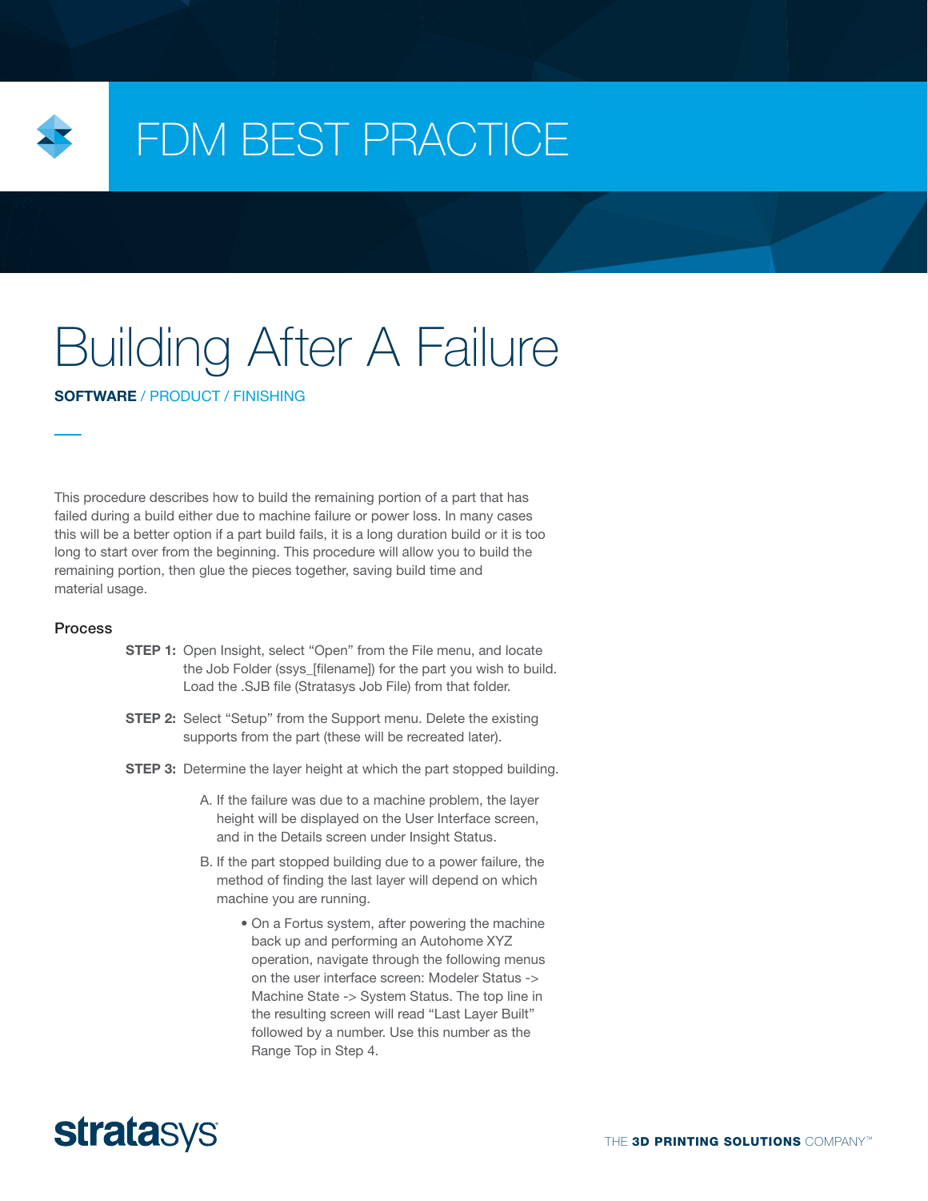# FDM BEST PRACTICE

# Building After A Failure

**SOFTWARE** / PRODUCT / FINISHING

This procedure describes how to build the remaining portion of a part that has failed during a build either due to machine failure or power loss. In many cases this will be a better option if a part build fails, it is a long duration build or it is too long to start over from the beginning. This procedure will allow you to build the remaining portion, then glue the pieces together, saving build time and material usage.

## Process

**STEP 1:** Open Insight, select "Open" from the File menu, and locate the Job Folder (ssys_[filename]) for the part you wish to build. Load the .SJB file (Stratasys Job File) from that folder.

**STEP 2:** Select "Setup" from the Support menu. Delete the existing supports from the part (these will be recreated later).

**STEP 3:** Determine the layer height at which the part stopped building.

A. If the failure was due to a machine problem, the layer height will be displayed on the User Interface screen, and in the Details screen under Insight Status.

B. If the part stopped building due to a power failure, the method of finding the last layer will depend on which machine you are running.

- On a Fortus system, after powering the machine back up and performing an Autohome XYZ operation, navigate through the following menus on the user interface screen: Modeler Status -> Machine State -> System Status. The top line in the resulting screen will read "Last Layer Built" followed by a number. Use this number as the Range Top in Step 4.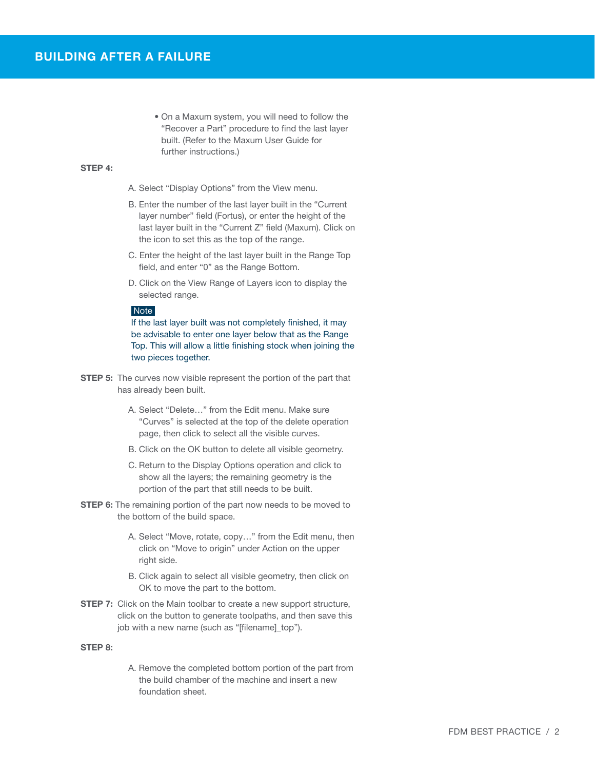## BUILDING AFTER A FAILURE

- On a Maxum system, you will need to follow the "Recover a Part" procedure to find the last layer built. (Refer to the Maxum User Guide for further instructions.)

**STEP 4:**

A. Select "Display Options" from the View menu.

B. Enter the number of the last layer built in the "Current layer number" field (Fortus), or enter the height of the last layer built in the "Current Z" field (Maxum). Click on the icon to set this as the top of the range.

C. Enter the height of the last layer built in the Range Top field, and enter "0" as the Range Bottom.

D. Click on the View Range of Layers icon to display the selected range.

**Note**
If the last layer built was not completely finished, it may be advisable to enter one layer below that as the Range Top. This will allow a little finishing stock when joining the two pieces together.

**STEP 5:** The curves now visible represent the portion of the part that has already been built.

A. Select "Delete…" from the Edit menu. Make sure "Curves" is selected at the top of the delete operation page, then click to select all the visible curves.

B. Click on the OK button to delete all visible geometry.

C. Return to the Display Options operation and click to show all the layers; the remaining geometry is the portion of the part that still needs to be built.

**STEP 6:** The remaining portion of the part now needs to be moved to the bottom of the build space.

A. Select "Move, rotate, copy…" from the Edit menu, then click on "Move to origin" under Action on the upper right side.

B. Click again to select all visible geometry, then click on OK to move the part to the bottom.

**STEP 7:** Click on the Main toolbar to create a new support structure, click on the button to generate toolpaths, and then save this job with a new name (such as "[filename]_top").

**STEP 8:**

A. Remove the completed bottom portion of the part from the build chamber of the machine and insert a new foundation sheet.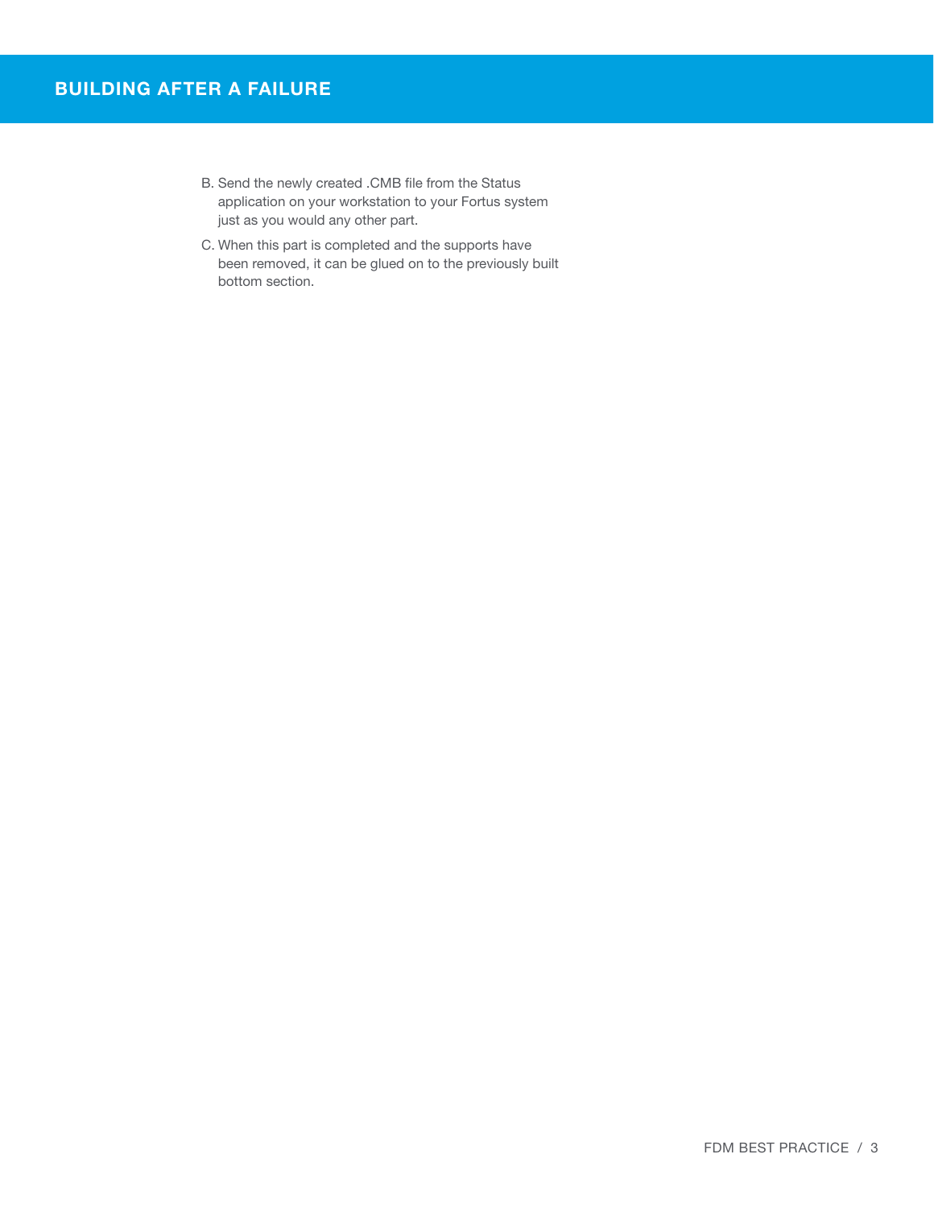## BUILDING AFTER A FAILURE

B. Send the newly created .CMB file from the Status application on your workstation to your Fortus system just as you would any other part.

C. When this part is completed and the supports have been removed, it can be glued on to the previously built bottom section.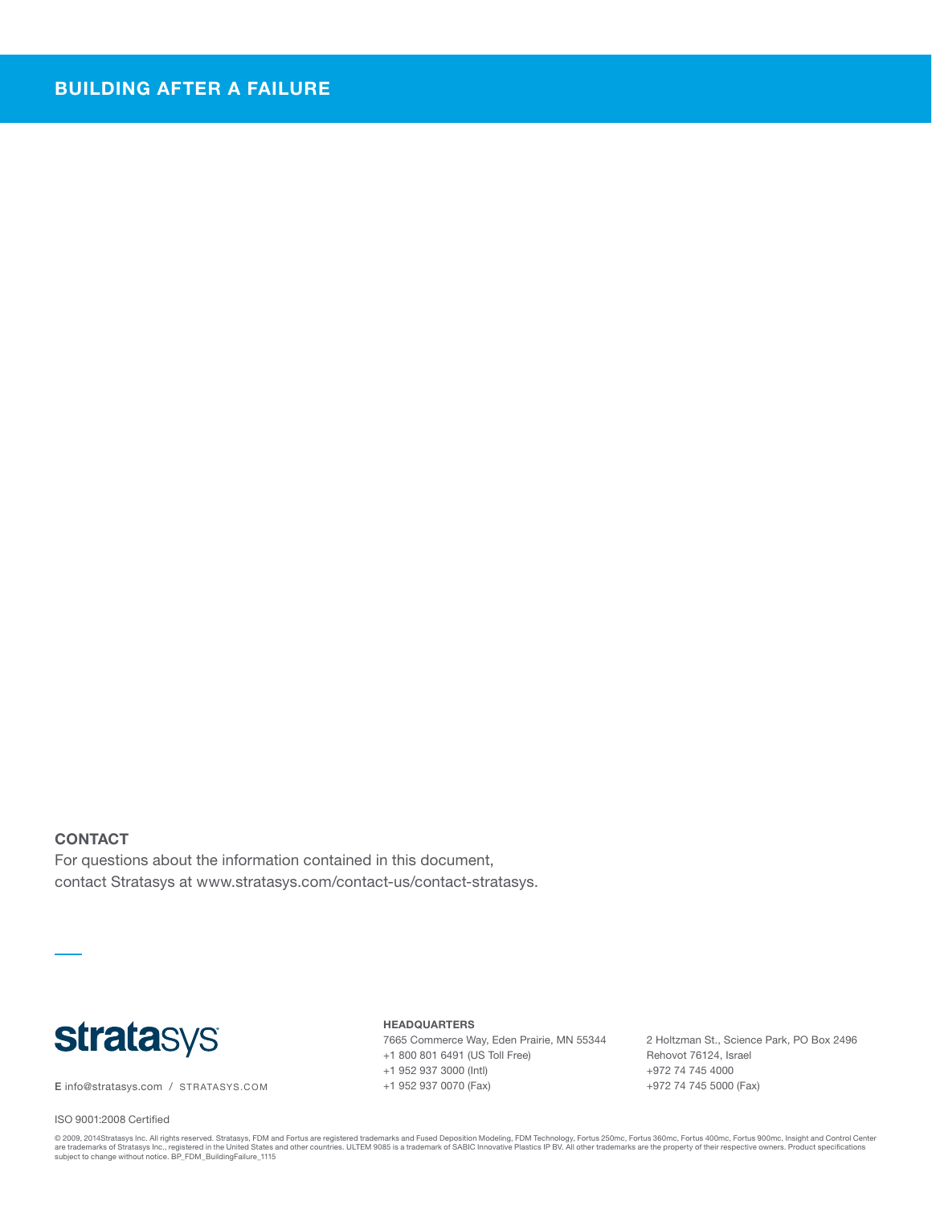**CONTACT**

For questions about the information contained in this document, contact Stratasys at www.stratasys.com/contact-us/contact-stratasys.

**stratasys**

E info@stratasys.com / STRATASYS.COM

**HEADQUARTERS**

7665 Commerce Way, Eden Prairie, MN 55344
+1 800 801 6491 (US Toll Free)
+1 952 937 3000 (Intl)
+1 952 937 0070 (Fax)

2 Holtzman St., Science Park, PO Box 2496
Rehovot 76124, Israel
+972 74 745 4000
+972 74 745 5000 (Fax)

ISO 9001:2008 Certified

© 2009, 2014Stratasys Inc. All rights reserved. Stratasys, FDM and Fortus are registered trademarks and Fused Deposition Modeling, FDM Technology, Fortus 250mc, Fortus 360mc, Fortus 400mc, Fortus 900mc, Insight and Control Center are trademarks of Stratasys Inc., registered in the United States and other countries. ULTEM 9085 is a trademark of SABIC Innovative Plastics IP BV. All other trademarks are the property of their respective owners. Product specifications subject to change without notice. BP_FDM_BuildingFailure_1115